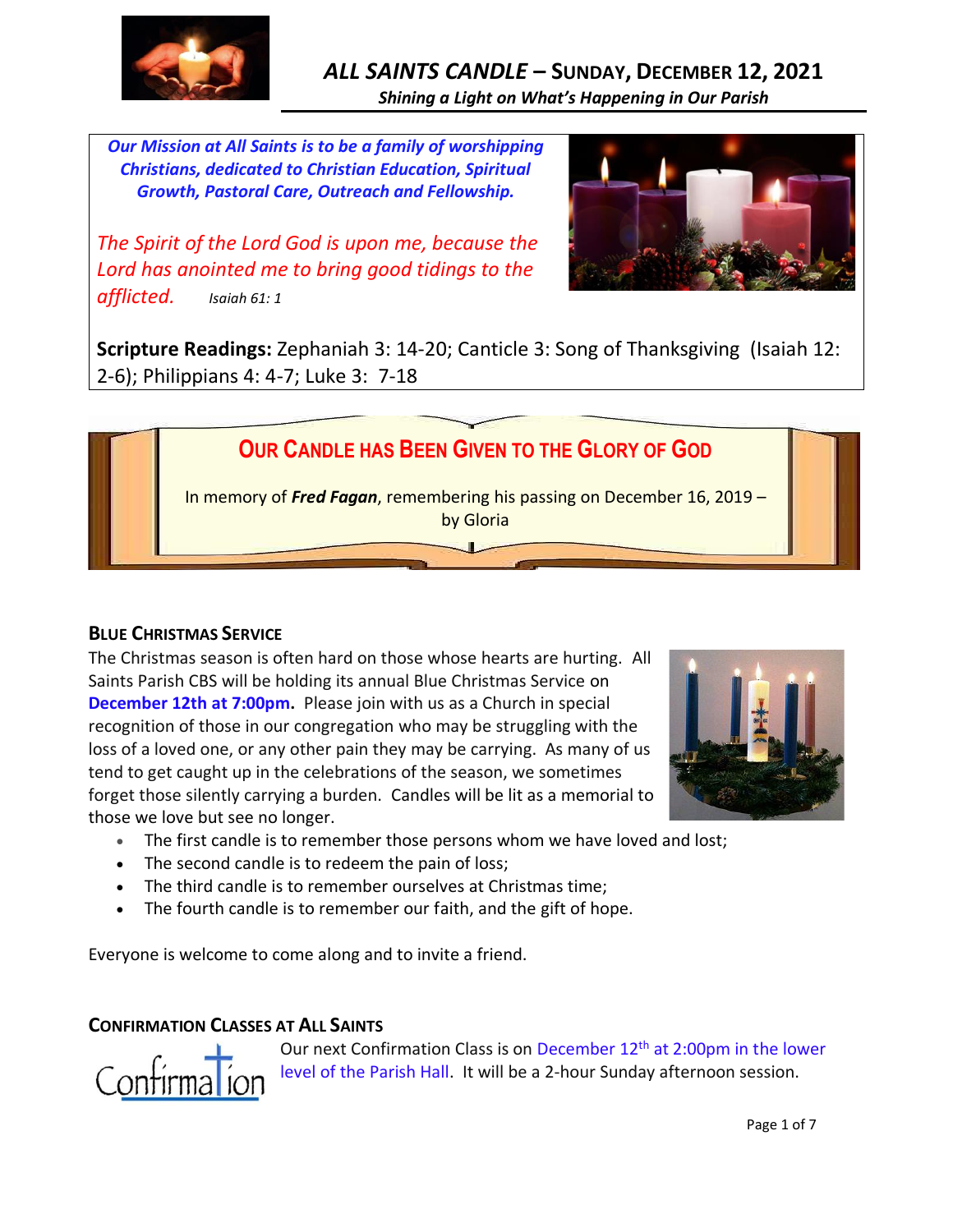# *ALL SAINTS CANDLE* – SUNDAY, DECEMBER 12, 2021

***Shining a Light on What's Happening in Our Parish***

***Our Mission at All Saints is to be a family of worshipping Christians, dedicated to Christian Education, Spiritual Growth, Pastoral Care, Outreach and Fellowship.***

*The Spirit of the Lord God is upon me, because the Lord has anointed me to bring good tidings to the afflicted.* *Isaiah 61: 1*

**Scripture Readings:** Zephaniah 3: 14-20; Canticle 3: Song of Thanksgiving (Isaiah 12: 2-6); Philippians 4: 4-7; Luke 3: 7-18

## OUR CANDLE HAS BEEN GIVEN TO THE GLORY OF GOD

In memory of ***Fred Fagan***, remembering his passing on December 16, 2019 – by Gloria

## BLUE CHRISTMAS SERVICE

The Christmas season is often hard on those whose hearts are hurting. All Saints Parish CBS will be holding its annual Blue Christmas Service on **December 12th at 7:00pm.** Please join with us as a Church in special recognition of those in our congregation who may be struggling with the loss of a loved one, or any other pain they may be carrying. As many of us tend to get caught up in the celebrations of the season, we sometimes forget those silently carrying a burden. Candles will be lit as a memorial to those we love but see no longer.

- The first candle is to remember those persons whom we have loved and lost;
- The second candle is to redeem the pain of loss;
- The third candle is to remember ourselves at Christmas time;
- The fourth candle is to remember our faith, and the gift of hope.

Everyone is welcome to come along and to invite a friend.

## CONFIRMATION CLASSES AT ALL SAINTS

Our next Confirmation Class is on December 12th at 2:00pm in the lower level of the Parish Hall. It will be a 2-hour Sunday afternoon session.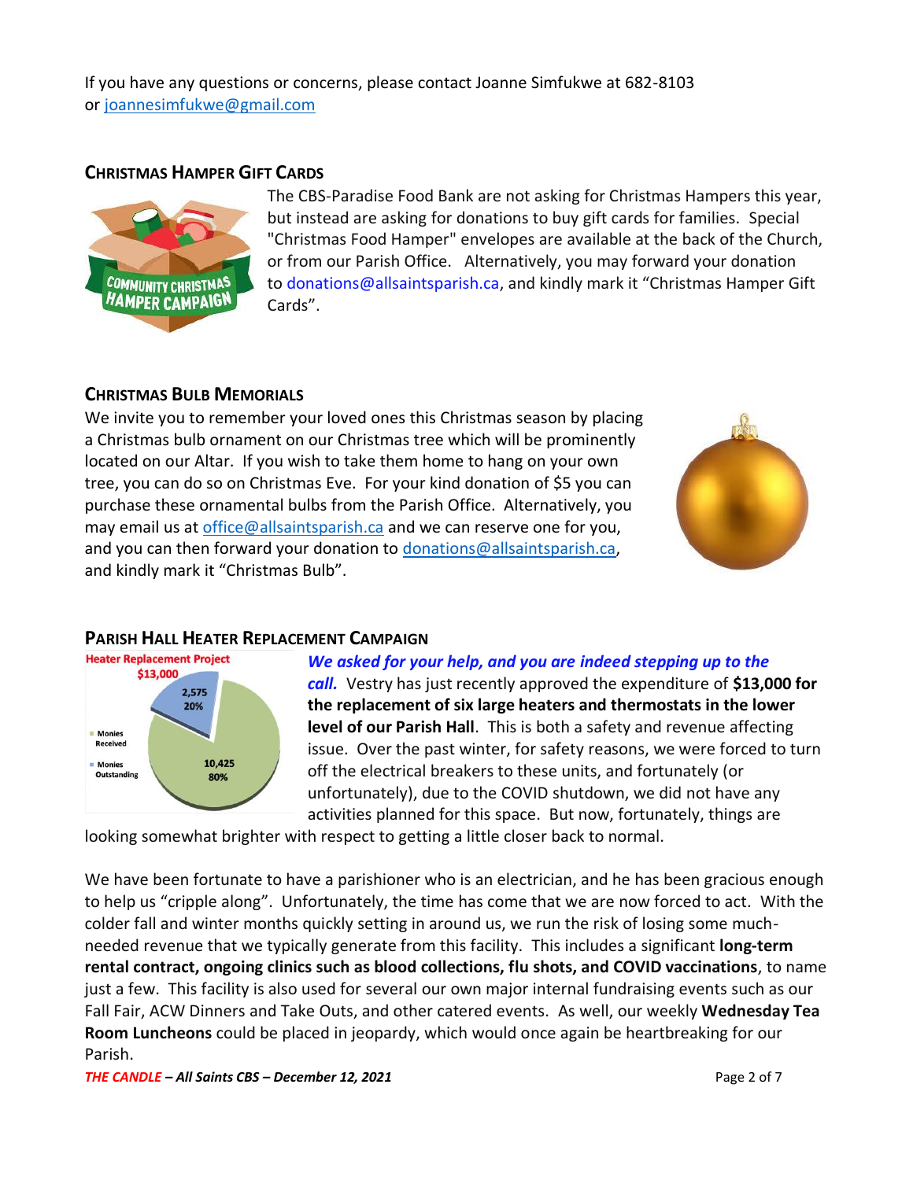If you have any questions or concerns, please contact Joanne Simfukwe at 682-8103 or [joannesimfukwe@gmail.com](mailto:joannesimfukwe@gmail.com)

## CHRISTMAS HAMPER GIFT CARDS

The CBS-Paradise Food Bank are not asking for Christmas Hampers this year, but instead are asking for donations to buy gift cards for families. Special "Christmas Food Hamper" envelopes are available at the back of the Church, or from our Parish Office. Alternatively, you may forward your donation to donations@allsaintsparish.ca, and kindly mark it "Christmas Hamper Gift Cards".

## CHRISTMAS BULB MEMORIALS

We invite you to remember your loved ones this Christmas season by placing a Christmas bulb ornament on our Christmas tree which will be prominently located on our Altar. If you wish to take them home to hang on your own tree, you can do so on Christmas Eve. For your kind donation of $5 you can purchase these ornamental bulbs from the Parish Office. Alternatively, you may email us at [office@allsaintsparish.ca](mailto:office@allsaintsparish.ca) and we can reserve one for you, and you can then forward your donation to [donations@allsaintsparish.ca](mailto:donations@allsaintsparish.ca), and kindly mark it "Christmas Bulb".

## PARISH HALL HEATER REPLACEMENT CAMPAIGN

Heater Replacement Project
$13,000

- Monies Received: 10,425 (80%)
- Monies Outstanding: 2,575 (20%)

***We asked for your help, and you are indeed stepping up to the call.*** Vestry has just recently approved the expenditure of **$13,000 for the replacement of six large heaters and thermostats in the lower level of our Parish Hall**. This is both a safety and revenue affecting issue. Over the past winter, for safety reasons, we were forced to turn off the electrical breakers to these units, and fortunately (or unfortunately), due to the COVID shutdown, we did not have any activities planned for this space. But now, fortunately, things are looking somewhat brighter with respect to getting a little closer back to normal.

We have been fortunate to have a parishioner who is an electrician, and he has been gracious enough to help us "cripple along". Unfortunately, the time has come that we are now forced to act. With the colder fall and winter months quickly setting in around us, we run the risk of losing some much-needed revenue that we typically generate from this facility. This includes a significant **long-term rental contract, ongoing clinics such as blood collections, flu shots, and COVID vaccinations**, to name just a few. This facility is also used for several our own major internal fundraising events such as our Fall Fair, ACW Dinners and Take Outs, and other catered events. As well, our weekly **Wednesday Tea Room Luncheons** could be placed in jeopardy, which would once again be heartbreaking for our Parish.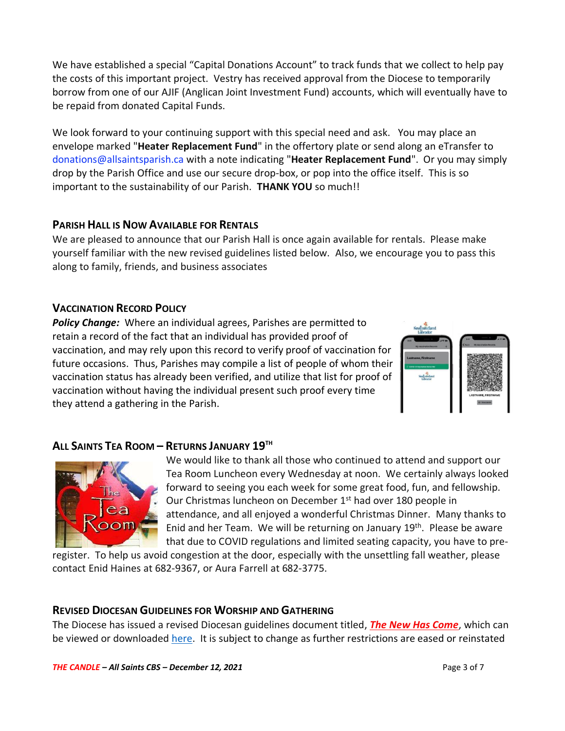We have established a special "Capital Donations Account" to track funds that we collect to help pay the costs of this important project. Vestry has received approval from the Diocese to temporarily borrow from one of our AJIF (Anglican Joint Investment Fund) accounts, which will eventually have to be repaid from donated Capital Funds.

We look forward to your continuing support with this special need and ask. You may place an envelope marked "**Heater Replacement Fund**" in the offertory plate or send along an eTransfer to donations@allsaintsparish.ca with a note indicating "**Heater Replacement Fund**". Or you may simply drop by the Parish Office and use our secure drop-box, or pop into the office itself. This is so important to the sustainability of our Parish. **THANK YOU** so much!!

## Parish Hall is Now Available for Rentals

We are pleased to announce that our Parish Hall is once again available for rentals. Please make yourself familiar with the new revised guidelines listed below. Also, we encourage you to pass this along to family, friends, and business associates

## Vaccination Record Policy

***Policy Change:*** Where an individual agrees, Parishes are permitted to retain a record of the fact that an individual has provided proof of vaccination, and may rely upon this record to verify proof of vaccination for future occasions. Thus, Parishes may compile a list of people of whom their vaccination status has already been verified, and utilize that list for proof of vaccination without having the individual present such proof every time they attend a gathering in the Parish.

## All Saints Tea Room – Returns January 19th

We would like to thank all those who continued to attend and support our Tea Room Luncheon every Wednesday at noon. We certainly always looked forward to seeing you each week for some great food, fun, and fellowship. Our Christmas luncheon on December 1st had over 180 people in attendance, and all enjoyed a wonderful Christmas Dinner. Many thanks to Enid and her Team. We will be returning on January 19th. Please be aware that due to COVID regulations and limited seating capacity, you have to pre-register. To help us avoid congestion at the door, especially with the unsettling fall weather, please contact Enid Haines at 682-9367, or Aura Farrell at 682-3775.

## Revised Diocesan Guidelines for Worship and Gathering

The Diocese has issued a revised Diocesan guidelines document titled, ***The New Has Come***, which can be viewed or downloaded here. It is subject to change as further restrictions are eased or reinstated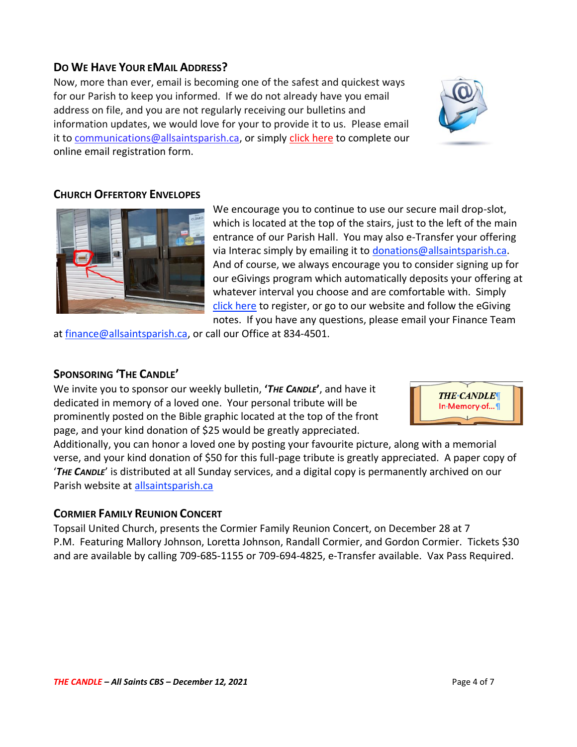## Do We Have Your eMail Address?

Now, more than ever, email is becoming one of the safest and quickest ways for our Parish to keep you informed. If we do not already have you email address on file, and you are not regularly receiving our bulletins and information updates, we would love for your to provide it to us. Please email it to communications@allsaintsparish.ca, or simply click here to complete our online email registration form.

## Church Offertory Envelopes

We encourage you to continue to use our secure mail drop-slot, which is located at the top of the stairs, just to the left of the main entrance of our Parish Hall. You may also e-Transfer your offering via Interac simply by emailing it to donations@allsaintsparish.ca. And of course, we always encourage you to consider signing up for our eGivings program which automatically deposits your offering at whatever interval you choose and are comfortable with. Simply click here to register, or go to our website and follow the eGiving notes. If you have any questions, please email your Finance Team at finance@allsaintsparish.ca, or call our Office at 834-4501.

## Sponsoring 'The Candle'

We invite you to sponsor our weekly bulletin, **'*The Candle*'**, and have it dedicated in memory of a loved one. Your personal tribute will be prominently posted on the Bible graphic located at the top of the front page, and your kind donation of $25 would be greatly appreciated.

Additionally, you can honor a loved one by posting your favourite picture, along with a memorial verse, and your kind donation of $50 for this full-page tribute is greatly appreciated. A paper copy of '***The Candle***' is distributed at all Sunday services, and a digital copy is permanently archived on our Parish website at allsaintsparish.ca

## Cormier Family Reunion Concert

Topsail United Church, presents the Cormier Family Reunion Concert, on December 28 at 7 P.M. Featuring Mallory Johnson, Loretta Johnson, Randall Cormier, and Gordon Cormier. Tickets $30 and are available by calling 709-685-1155 or 709-694-4825, e-Transfer available. Vax Pass Required.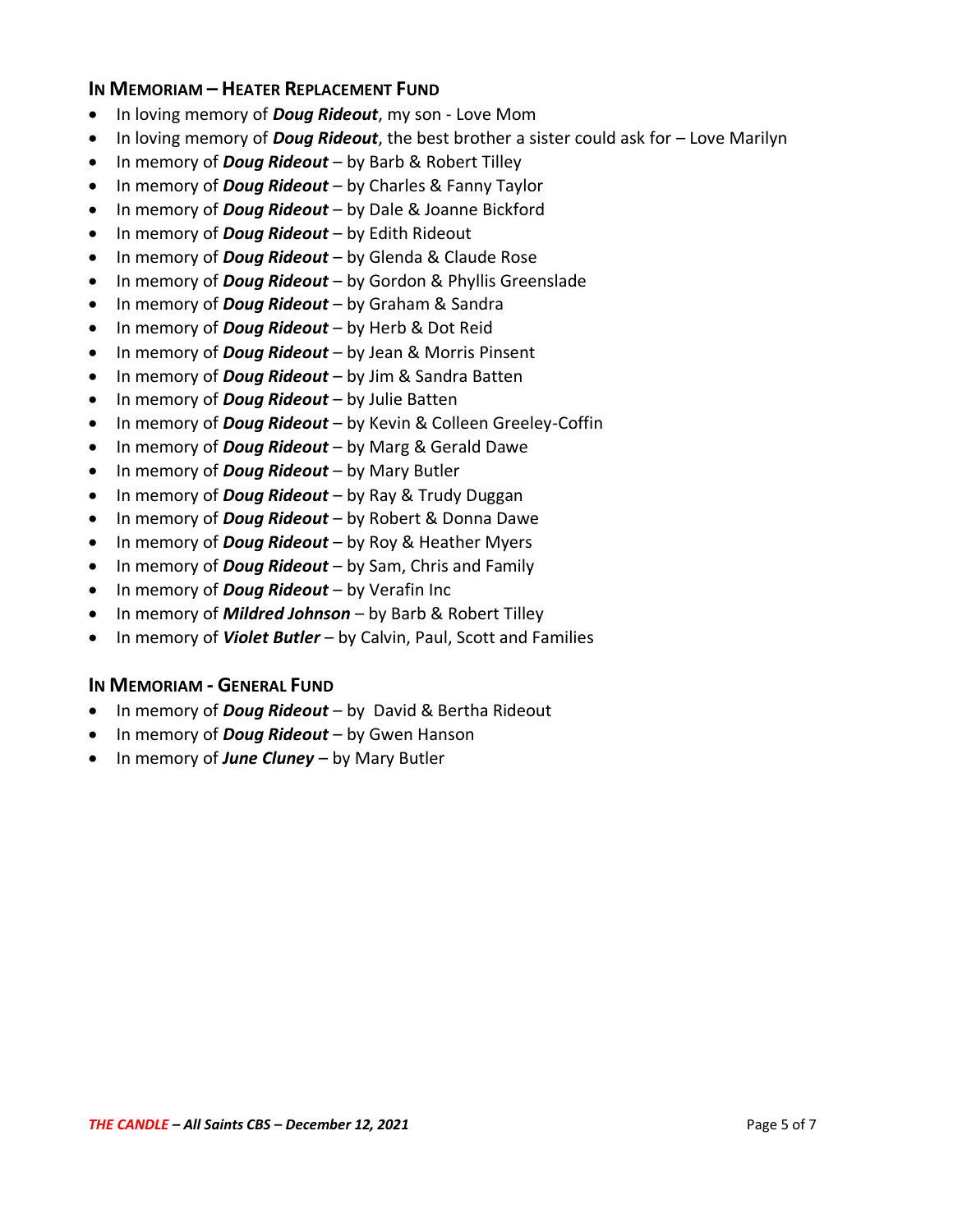## In Memoriam – Heater Replacement Fund

- In loving memory of ***Doug Rideout***, my son - Love Mom
- In loving memory of ***Doug Rideout***, the best brother a sister could ask for – Love Marilyn
- In memory of ***Doug Rideout*** – by Barb & Robert Tilley
- In memory of ***Doug Rideout*** – by Charles & Fanny Taylor
- In memory of ***Doug Rideout*** – by Dale & Joanne Bickford
- In memory of ***Doug Rideout*** – by Edith Rideout
- In memory of ***Doug Rideout*** – by Glenda & Claude Rose
- In memory of ***Doug Rideout*** – by Gordon & Phyllis Greenslade
- In memory of ***Doug Rideout*** – by Graham & Sandra
- In memory of ***Doug Rideout*** – by Herb & Dot Reid
- In memory of ***Doug Rideout*** – by Jean & Morris Pinsent
- In memory of ***Doug Rideout*** – by Jim & Sandra Batten
- In memory of ***Doug Rideout*** – by Julie Batten
- In memory of ***Doug Rideout*** – by Kevin & Colleen Greeley-Coffin
- In memory of ***Doug Rideout*** – by Marg & Gerald Dawe
- In memory of ***Doug Rideout*** – by Mary Butler
- In memory of ***Doug Rideout*** – by Ray & Trudy Duggan
- In memory of ***Doug Rideout*** – by Robert & Donna Dawe
- In memory of ***Doug Rideout*** – by Roy & Heather Myers
- In memory of ***Doug Rideout*** – by Sam, Chris and Family
- In memory of ***Doug Rideout*** – by Verafin Inc
- In memory of ***Mildred Johnson*** – by Barb & Robert Tilley
- In memory of ***Violet Butler*** – by Calvin, Paul, Scott and Families

## In Memoriam - General Fund

- In memory of ***Doug Rideout*** – by David & Bertha Rideout
- In memory of ***Doug Rideout*** – by Gwen Hanson
- In memory of ***June Cluney*** – by Mary Butler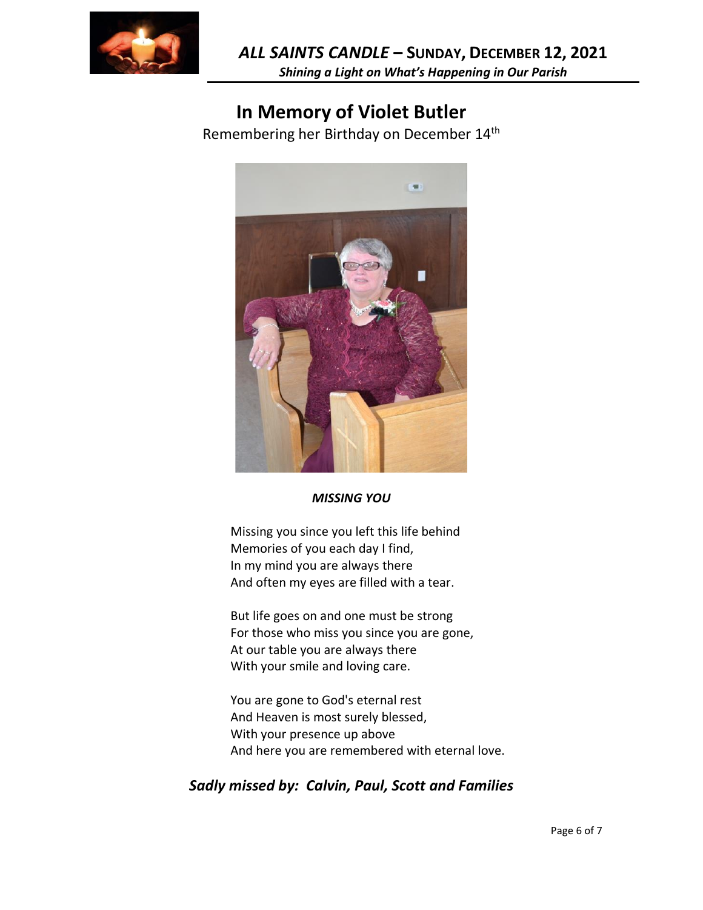# In Memory of Violet Butler

Remembering her Birthday on December 14th

***MISSING YOU***

Missing you since you left this life behind
Memories of you each day I find,
In my mind you are always there
And often my eyes are filled with a tear.

But life goes on and one must be strong
For those who miss you since you are gone,
At our table you are always there
With your smile and loving care.

You are gone to God's eternal rest
And Heaven is most surely blessed,
With your presence up above
And here you are remembered with eternal love.

***Sadly missed by: Calvin, Paul, Scott and Families***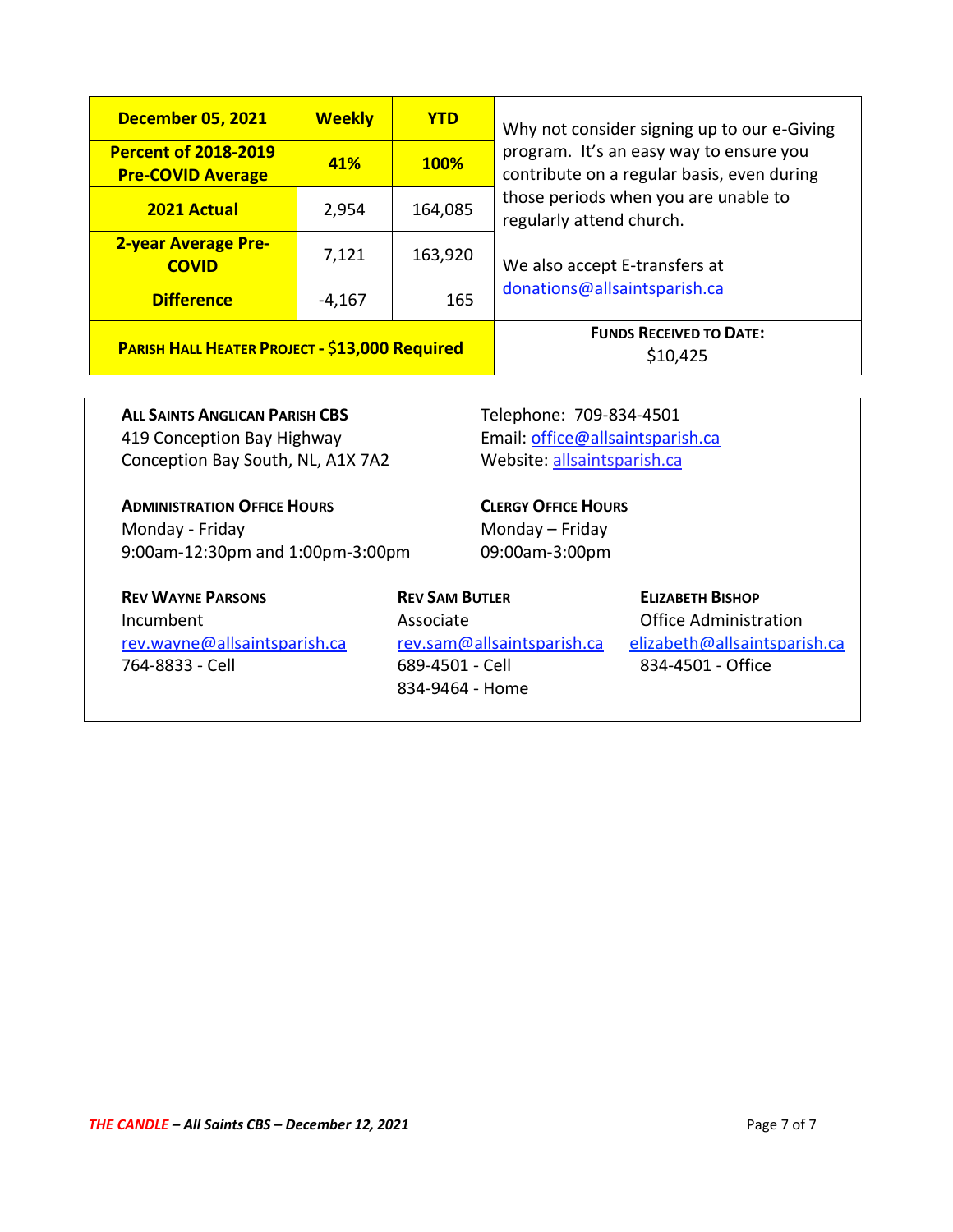| December 05, 2021 | Weekly | YTD |
|---|---|---|
| Percent of 2018-2019 Pre-COVID Average | 41% | 100% |
| 2021 Actual | 2,954 | 164,085 |
| 2-year Average Pre-COVID | 7,121 | 163,920 |
| Difference | -4,167 | 165 |

Why not consider signing up to our e-Giving program. It's an easy way to ensure you contribute on a regular basis, even during those periods when you are unable to regularly attend church.

We also accept E-transfers at donations@allsaintsparish.ca

**PARISH HALL HEATER PROJECT - $13,000 Required**

**FUNDS RECEIVED TO DATE:**
$10,425

**ALL SAINTS ANGLICAN PARISH CBS**
419 Conception Bay Highway
Conception Bay South, NL, A1X 7A2

Telephone: 709-834-4501
Email: office@allsaintsparish.ca
Website: allsaintsparish.ca

**ADMINISTRATION OFFICE HOURS**
Monday - Friday
9:00am-12:30pm and 1:00pm-3:00pm

**CLERGY OFFICE HOURS**
Monday – Friday
09:00am-3:00pm

**REV WAYNE PARSONS**
Incumbent
rev.wayne@allsaintsparish.ca
764-8833 - Cell

**REV SAM BUTLER**
Associate
rev.sam@allsaintsparish.ca
689-4501 - Cell
834-9464 - Home

**ELIZABETH BISHOP**
Office Administration
elizabeth@allsaintsparish.ca
834-4501 - Office